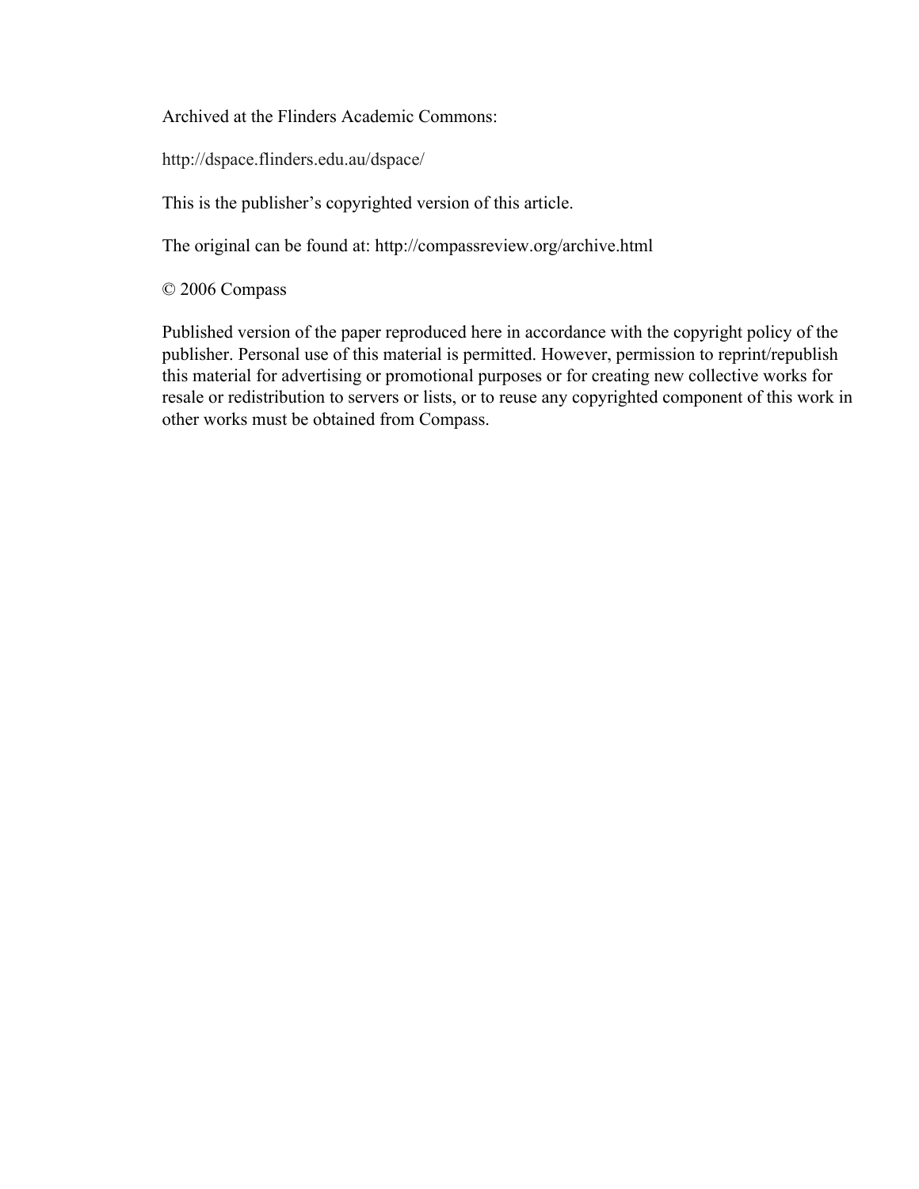Archived at the Flinders Academic Commons:

http://dspace.flinders.edu.au/dspace/

This is the publisher's copyrighted version of this article.

The original can be found at: http://compassreview.org/archive.html

© 2006 Compass

Published version of the paper reproduced here in accordance with the copyright policy of the publisher. Personal use of this material is permitted. However, permission to reprint/republish this material for advertising or promotional purposes or for creating new collective works for resale or redistribution to servers or lists, or to reuse any copyrighted component of this work in other works must be obtained from Compass.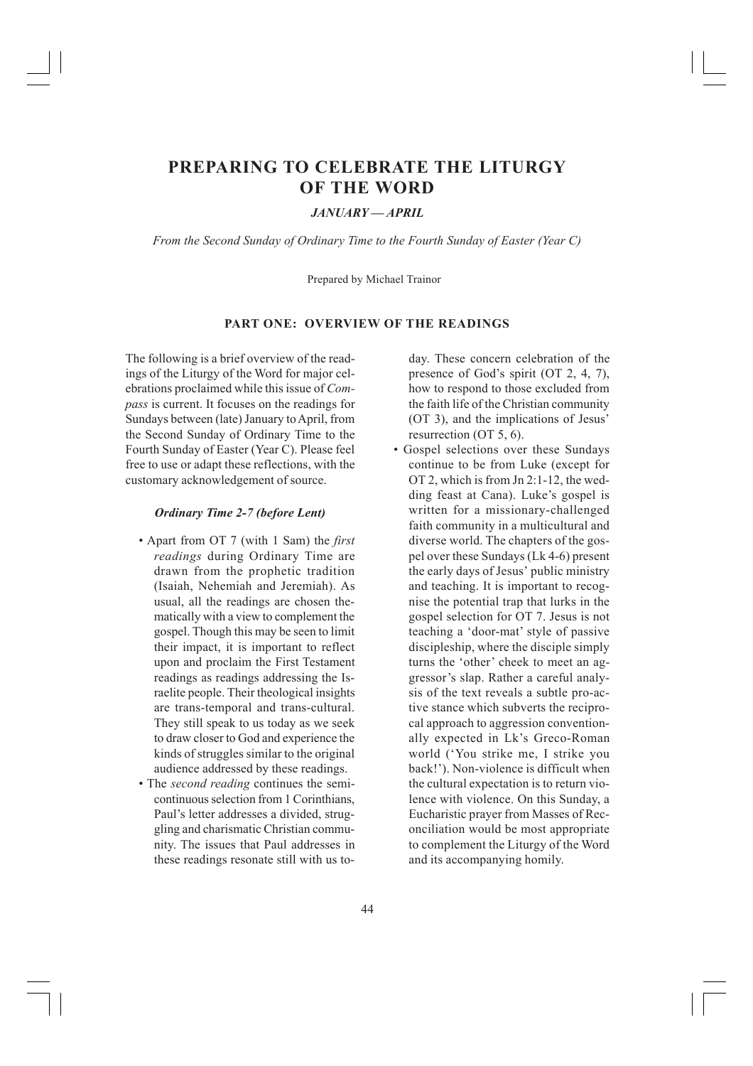# PREPARING TO CELEBRATE THE LITURGY OF THE WORD

***JANUARY — APRIL***

*From the Second Sunday of Ordinary Time to the Fourth Sunday of Easter (Year C)*

Prepared by Michael Trainor

## PART ONE: OVERVIEW OF THE READINGS

The following is a brief overview of the readings of the Liturgy of the Word for major celebrations proclaimed while this issue of *Compass* is current. It focuses on the readings for Sundays between (late) January to April, from the Second Sunday of Ordinary Time to the Fourth Sunday of Easter (Year C). Please feel free to use or adapt these reflections, with the customary acknowledgement of source.

### *Ordinary Time 2-7 (before Lent)*

- Apart from OT 7 (with 1 Sam) the *first readings* during Ordinary Time are drawn from the prophetic tradition (Isaiah, Nehemiah and Jeremiah). As usual, all the readings are chosen thematically with a view to complement the gospel. Though this may be seen to limit their impact, it is important to reflect upon and proclaim the First Testament readings as readings addressing the Israelite people. Their theological insights are trans-temporal and trans-cultural. They still speak to us today as we seek to draw closer to God and experience the kinds of struggles similar to the original audience addressed by these readings.
- The *second reading* continues the semi-continuous selection from 1 Corinthians, Paul's letter addresses a divided, struggling and charismatic Christian community. The issues that Paul addresses in these readings resonate still with us today. These concern celebration of the presence of God's spirit (OT 2, 4, 7), how to respond to those excluded from the faith life of the Christian community (OT 3), and the implications of Jesus' resurrection (OT 5, 6).
- Gospel selections over these Sundays continue to be from Luke (except for OT 2, which is from Jn 2:1-12, the wedding feast at Cana). Luke's gospel is written for a missionary-challenged faith community in a multicultural and diverse world. The chapters of the gospel over these Sundays (Lk 4-6) present the early days of Jesus' public ministry and teaching. It is important to recognise the potential trap that lurks in the gospel selection for OT 7. Jesus is not teaching a 'door-mat' style of passive discipleship, where the disciple simply turns the 'other' cheek to meet an aggressor's slap. Rather a careful analysis of the text reveals a subtle pro-active stance which subverts the reciprocal approach to aggression conventionally expected in Lk's Greco-Roman world ('You strike me, I strike you back!'). Non-violence is difficult when the cultural expectation is to return violence with violence. On this Sunday, a Eucharistic prayer from Masses of Reconciliation would be most appropriate to complement the Liturgy of the Word and its accompanying homily.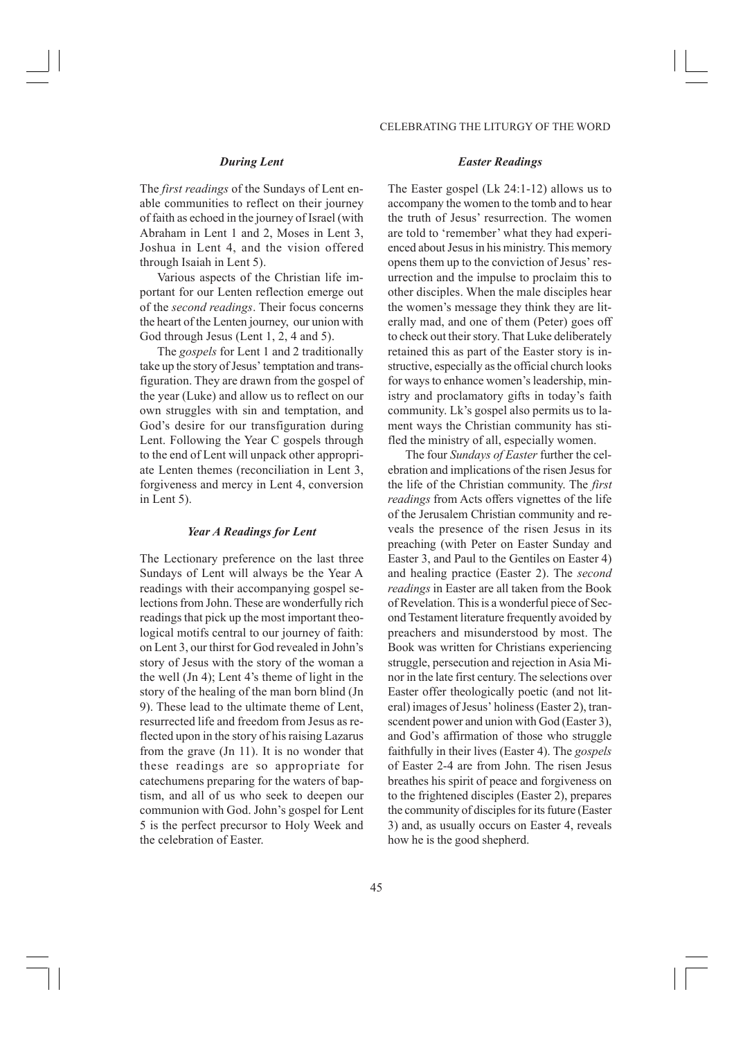### *During Lent*

The *first readings* of the Sundays of Lent enable communities to reflect on their journey of faith as echoed in the journey of Israel (with Abraham in Lent 1 and 2, Moses in Lent 3, Joshua in Lent 4, and the vision offered through Isaiah in Lent 5).

Various aspects of the Christian life important for our Lenten reflection emerge out of the *second readings*. Their focus concerns the heart of the Lenten journey, our union with God through Jesus (Lent 1, 2, 4 and 5).

The *gospels* for Lent 1 and 2 traditionally take up the story of Jesus' temptation and transfiguration. They are drawn from the gospel of the year (Luke) and allow us to reflect on our own struggles with sin and temptation, and God's desire for our transfiguration during Lent. Following the Year C gospels through to the end of Lent will unpack other appropriate Lenten themes (reconciliation in Lent 3, forgiveness and mercy in Lent 4, conversion in Lent 5).

### *Year A Readings for Lent*

The Lectionary preference on the last three Sundays of Lent will always be the Year A readings with their accompanying gospel selections from John. These are wonderfully rich readings that pick up the most important theological motifs central to our journey of faith: on Lent 3, our thirst for God revealed in John's story of Jesus with the story of the woman a the well (Jn 4); Lent 4's theme of light in the story of the healing of the man born blind (Jn 9). These lead to the ultimate theme of Lent, resurrected life and freedom from Jesus as reflected upon in the story of his raising Lazarus from the grave (Jn 11). It is no wonder that these readings are so appropriate for catechumens preparing for the waters of baptism, and all of us who seek to deepen our communion with God. John's gospel for Lent 5 is the perfect precursor to Holy Week and the celebration of Easter.

### *Easter Readings*

The Easter gospel (Lk 24:1-12) allows us to accompany the women to the tomb and to hear the truth of Jesus' resurrection. The women are told to 'remember' what they had experienced about Jesus in his ministry. This memory opens them up to the conviction of Jesus' resurrection and the impulse to proclaim this to other disciples. When the male disciples hear the women's message they think they are literally mad, and one of them (Peter) goes off to check out their story. That Luke deliberately retained this as part of the Easter story is instructive, especially as the official church looks for ways to enhance women's leadership, ministry and proclamatory gifts in today's faith community. Lk's gospel also permits us to lament ways the Christian community has stifled the ministry of all, especially women.

The four *Sundays of Easter* further the celebration and implications of the risen Jesus for the life of the Christian community. The *first readings* from Acts offers vignettes of the life of the Jerusalem Christian community and reveals the presence of the risen Jesus in its preaching (with Peter on Easter Sunday and Easter 3, and Paul to the Gentiles on Easter 4) and healing practice (Easter 2). The *second readings* in Easter are all taken from the Book of Revelation. This is a wonderful piece of Second Testament literature frequently avoided by preachers and misunderstood by most. The Book was written for Christians experiencing struggle, persecution and rejection in Asia Minor in the late first century. The selections over Easter offer theologically poetic (and not literal) images of Jesus' holiness (Easter 2), transcendent power and union with God (Easter 3), and God's affirmation of those who struggle faithfully in their lives (Easter 4). The *gospels* of Easter 2-4 are from John. The risen Jesus breathes his spirit of peace and forgiveness on to the frightened disciples (Easter 2), prepares the community of disciples for its future (Easter 3) and, as usually occurs on Easter 4, reveals how he is the good shepherd.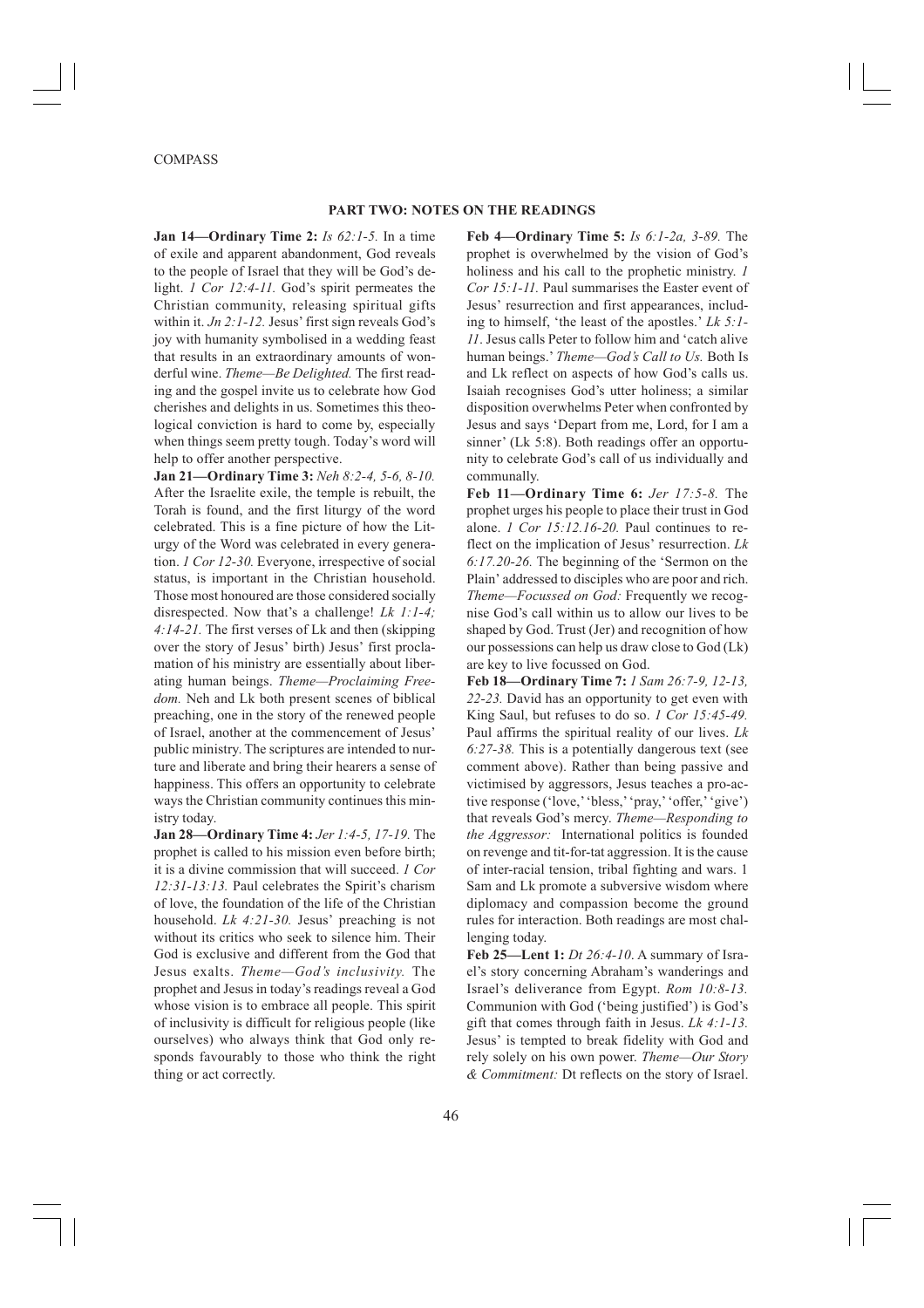## PART TWO: NOTES ON THE READINGS

**Jan 14—Ordinary Time 2:** *Is 62:1-5.* In a time of exile and apparent abandonment, God reveals to the people of Israel that they will be God's delight. *1 Cor 12:4-11.* God's spirit permeates the Christian community, releasing spiritual gifts within it. *Jn 2:1-12.* Jesus' first sign reveals God's joy with humanity symbolised in a wedding feast that results in an extraordinary amounts of wonderful wine. *Theme—Be Delighted.* The first reading and the gospel invite us to celebrate how God cherishes and delights in us. Sometimes this theological conviction is hard to come by, especially when things seem pretty tough. Today's word will help to offer another perspective.

**Jan 21—Ordinary Time 3:** *Neh 8:2-4, 5-6, 8-10.* After the Israelite exile, the temple is rebuilt, the Torah is found, and the first liturgy of the word celebrated. This is a fine picture of how the Liturgy of the Word was celebrated in every generation. *1 Cor 12-30.* Everyone, irrespective of social status, is important in the Christian household. Those most honoured are those considered socially disrespected. Now that's a challenge! *Lk 1:1-4; 4:14-21.* The first verses of Lk and then (skipping over the story of Jesus' birth) Jesus' first proclamation of his ministry are essentially about liberating human beings. *Theme—Proclaiming Freedom.* Neh and Lk both present scenes of biblical preaching, one in the story of the renewed people of Israel, another at the commencement of Jesus' public ministry. The scriptures are intended to nurture and liberate and bring their hearers a sense of happiness. This offers an opportunity to celebrate ways the Christian community continues this ministry today.

**Jan 28—Ordinary Time 4:** *Jer 1:4-5, 17-19.* The prophet is called to his mission even before birth; it is a divine commission that will succeed. *1 Cor 12:31-13:13.* Paul celebrates the Spirit's charism of love, the foundation of the life of the Christian household. *Lk 4:21-30.* Jesus' preaching is not without its critics who seek to silence him. Their God is exclusive and different from the God that Jesus exalts. *Theme—God's inclusivity.* The prophet and Jesus in today's readings reveal a God whose vision is to embrace all people. This spirit of inclusivity is difficult for religious people (like ourselves) who always think that God only responds favourably to those who think the right thing or act correctly.

**Feb 4—Ordinary Time 5:** *Is 6:1-2a, 3-89.* The prophet is overwhelmed by the vision of God's holiness and his call to the prophetic ministry. *1 Cor 15:1-11.* Paul summarises the Easter event of Jesus' resurrection and first appearances, including to himself, 'the least of the apostles.' *Lk 5:1-11*. Jesus calls Peter to follow him and 'catch alive human beings.' *Theme—God's Call to Us.* Both Is and Lk reflect on aspects of how God's calls us. Isaiah recognises God's utter holiness; a similar disposition overwhelms Peter when confronted by Jesus and says 'Depart from me, Lord, for I am a sinner' (Lk 5:8). Both readings offer an opportunity to celebrate God's call of us individually and communally.

**Feb 11—Ordinary Time 6:** *Jer 17:5-8.* The prophet urges his people to place their trust in God alone. *1 Cor 15:12.16-20.* Paul continues to reflect on the implication of Jesus' resurrection. *Lk 6:17.20-26.* The beginning of the 'Sermon on the Plain' addressed to disciples who are poor and rich. *Theme—Focussed on God:* Frequently we recognise God's call within us to allow our lives to be shaped by God. Trust (Jer) and recognition of how our possessions can help us draw close to God (Lk) are key to live focussed on God.

**Feb 18—Ordinary Time 7:** *1 Sam 26:7-9, 12-13, 22-23.* David has an opportunity to get even with King Saul, but refuses to do so. *1 Cor 15:45-49.* Paul affirms the spiritual reality of our lives. *Lk 6:27-38.* This is a potentially dangerous text (see comment above). Rather than being passive and victimised by aggressors, Jesus teaches a pro-active response ('love,' 'bless,' 'pray,' 'offer,' 'give') that reveals God's mercy. *Theme—Responding to the Aggressor:* International politics is founded on revenge and tit-for-tat aggression. It is the cause of inter-racial tension, tribal fighting and wars. 1 Sam and Lk promote a subversive wisdom where diplomacy and compassion become the ground rules for interaction. Both readings are most challenging today.

**Feb 25—Lent 1:** *Dt 26:4-10*. A summary of Israel's story concerning Abraham's wanderings and Israel's deliverance from Egypt. *Rom 10:8-13.* Communion with God ('being justified') is God's gift that comes through faith in Jesus. *Lk 4:1-13.* Jesus' is tempted to break fidelity with God and rely solely on his own power. *Theme—Our Story & Commitment:* Dt reflects on the story of Israel.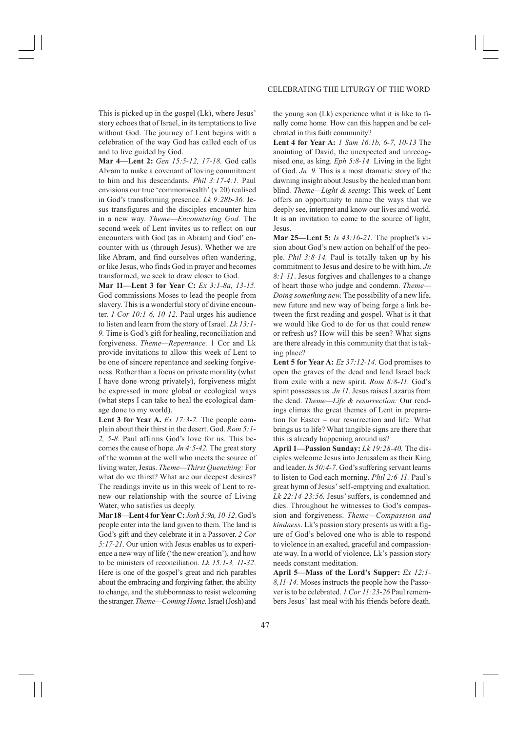This is picked up in the gospel (Lk), where Jesus' story echoes that of Israel, in its temptations to live without God. The journey of Lent begins with a celebration of the way God has called each of us and to live guided by God.

**Mar 4—Lent 2:** *Gen 15:5-12, 17-18.* God calls Abram to make a covenant of loving commitment to him and his descendants. *Phil 3:17-4:1.* Paul envisions our true 'commonwealth' (v 20) realised in God's transforming presence. *Lk 9:28b-36.* Jesus transfigures and the disciples encounter him in a new way. *Theme—Encountering God.* The second week of Lent invites us to reflect on our encounters with God (as in Abram) and God' encounter with us (through Jesus). Whether we are like Abram, and find ourselves often wandering, or like Jesus, who finds God in prayer and becomes transformed, we seek to draw closer to God.

**Mar 11—Lent 3 for Year C:** *Ex 3:1-8a, 13-15.* God commissions Moses to lead the people from slavery. This is a wonderful story of divine encounter. *1 Cor 10:1-6, 10-12.* Paul urges his audience to listen and learn from the story of Israel. *Lk 13:1-9.* Time is God's gift for healing, reconciliation and forgiveness. *Theme—Repentance.* 1 Cor and Lk provide invitations to allow this week of Lent to be one of sincere repentance and seeking forgiveness. Rather than a focus on private morality (what I have done wrong privately), forgiveness might be expressed in more global or ecological ways (what steps I can take to heal the ecological damage done to my world).

**Lent 3 for Year A.** *Ex 17:3-7.* The people complain about their thirst in the desert. God. *Rom 5:1-2, 5-8.* Paul affirms God's love for us. This becomes the cause of hope. *Jn 4:5-42.* The great story of the woman at the well who meets the source of living water, Jesus. *Theme—Thirst Quenching:* For what do we thirst? What are our deepest desires? The readings invite us in this week of Lent to renew our relationship with the source of Living Water, who satisfies us deeply.

**Mar 18—Lent 4 for Year C:** *Josh 5:9a, 10-12*. God's people enter into the land given to them. The land is God's gift and they celebrate it in a Passover. *2 Cor 5:17-21*. Our union with Jesus enables us to experience a new way of life ('the new creation'), and how to be ministers of reconciliation. *Lk 15:1-3, 11-32*. Here is one of the gospel's great and rich parables about the embracing and forgiving father, the ability to change, and the stubbornness to resist welcoming the stranger. *Theme—Coming Home.* Israel (Josh) and the young son (Lk) experience what it is like to finally come home. How can this happen and be celebrated in this faith community?

**Lent 4 for Year A:** *1 Sam 16:1b, 6-7, 10-13* The anointing of David, the unexpected and unrecognised one, as king. *Eph 5:8-14.* Living in the light of God. *Jn 9.* This is a most dramatic story of the dawning insight about Jesus by the healed man born blind. *Theme—Light & seeing*: This week of Lent offers an opportunity to name the ways that we deeply see, interpret and know our lives and world. It is an invitation to come to the source of light, Jesus.

**Mar 25—Lent 5:** *Is 43:16-21.* The prophet's vision about God's new action on behalf of the people. *Phil 3:8-14.* Paul is totally taken up by his commitment to Jesus and desire to be with him. *Jn 8:1-11*. Jesus forgives and challenges to a change of heart those who judge and condemn. *Theme—Doing something new.* The possibility of a new life, new future and new way of being forge a link between the first reading and gospel. What is it that we would like God to do for us that could renew or refresh us? How will this be seen? What signs are there already in this community that that is taking place?

**Lent 5 for Year A:** *Ez 37:12-14.* God promises to open the graves of the dead and lead Israel back from exile with a new spirit. *Rom 8:8-11.* God's spirit possesses us. *Jn 11.* Jesus raises Lazarus from the dead. *Theme—Life & resurrection:* Our readings climax the great themes of Lent in preparation for Easter – our resurrection and life. What brings us to life? What tangible signs are there that this is already happening around us?

**April 1—Passion Sunday:** *Lk 19:28-40.* The disciples welcome Jesus into Jerusalem as their King and leader. *Is 50:4-7.* God's suffering servant learns to listen to God each morning. *Phil 2:6-11.* Paul's great hymn of Jesus' self-emptying and exaltation. *Lk 22:14-23:56.* Jesus' suffers, is condemned and dies. Throughout he witnesses to God's compassion and forgiveness. *Theme—Compassion and kindness*. Lk's passion story presents us with a figure of God's beloved one who is able to respond to violence in an exalted, graceful and compassionate way. In a world of violence, Lk's passion story needs constant meditation.

**April 5—Mass of the Lord's Supper:** *Ex 12:1-8,11-14.* Moses instructs the people how the Passover is to be celebrated. *1 Cor 11:23-26* Paul remembers Jesus' last meal with his friends before death.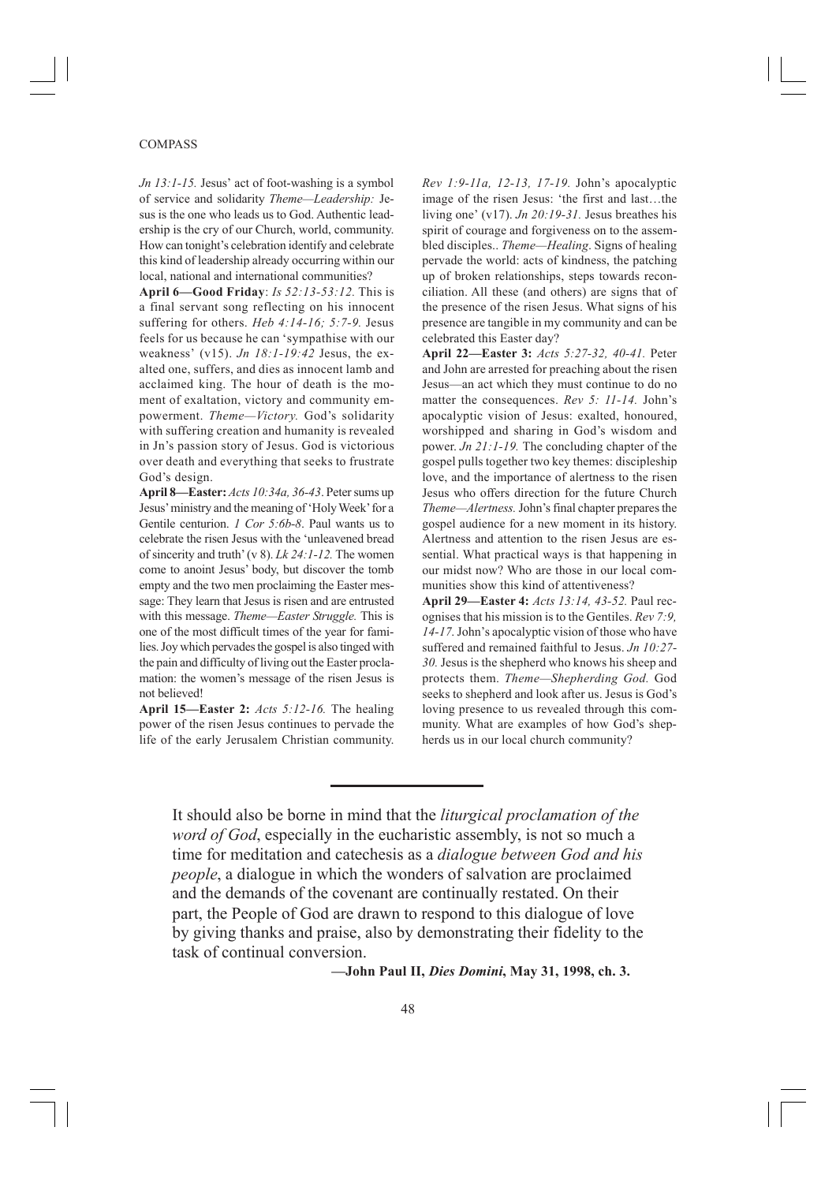*Jn 13:1-15.* Jesus' act of foot-washing is a symbol of service and solidarity *Theme—Leadership:* Jesus is the one who leads us to God. Authentic leadership is the cry of our Church, world, community. How can tonight's celebration identify and celebrate this kind of leadership already occurring within our local, national and international communities?

**April 6—Good Friday**: *Is 52:13-53:12.* This is a final servant song reflecting on his innocent suffering for others. *Heb 4:14-16; 5:7-9.* Jesus feels for us because he can 'sympathise with our weakness' (v15). *Jn 18:1-19:42* Jesus, the exalted one, suffers, and dies as innocent lamb and acclaimed king. The hour of death is the moment of exaltation, victory and community empowerment. *Theme—Victory.* God's solidarity with suffering creation and humanity is revealed in Jn's passion story of Jesus. God is victorious over death and everything that seeks to frustrate God's design.

**April 8—Easter:** *Acts 10:34a, 36-43.* Peter sums up Jesus' ministry and the meaning of 'Holy Week' for a Gentile centurion. *1 Cor 5:6b-8.* Paul wants us to celebrate the risen Jesus with the 'unleavened bread of sincerity and truth' (v 8). *Lk 24:1-12.* The women come to anoint Jesus' body, but discover the tomb empty and the two men proclaiming the Easter message: They learn that Jesus is risen and are entrusted with this message. *Theme—Easter Struggle.* This is one of the most difficult times of the year for families. Joy which pervades the gospel is also tinged with the pain and difficulty of living out the Easter proclamation: the women's message of the risen Jesus is not believed!

**April 15—Easter 2:** *Acts 5:12-16.* The healing power of the risen Jesus continues to pervade the life of the early Jerusalem Christian community. *Rev 1:9-11a, 12-13, 17-19.* John's apocalyptic image of the risen Jesus: 'the first and last…the living one' (v17). *Jn 20:19-31.* Jesus breathes his spirit of courage and forgiveness on to the assembled disciples.. *Theme—Healing.* Signs of healing pervade the world: acts of kindness, the patching up of broken relationships, steps towards reconciliation. All these (and others) are signs that of the presence of the risen Jesus. What signs of his presence are tangible in my community and can be celebrated this Easter day?

**April 22—Easter 3:** *Acts 5:27-32, 40-41.* Peter and John are arrested for preaching about the risen Jesus—an act which they must continue to do no matter the consequences. *Rev 5: 11-14.* John's apocalyptic vision of Jesus: exalted, honoured, worshipped and sharing in God's wisdom and power. *Jn 21:1-19.* The concluding chapter of the gospel pulls together two key themes: discipleship love, and the importance of alertness to the risen Jesus who offers direction for the future Church *Theme—Alertness.* John's final chapter prepares the gospel audience for a new moment in its history. Alertness and attention to the risen Jesus are essential. What practical ways is that happening in our midst now? Who are those in our local communities show this kind of attentiveness?

**April 29—Easter 4:** *Acts 13:14, 43-52.* Paul recognises that his mission is to the Gentiles. *Rev 7:9, 14-17.* John's apocalyptic vision of those who have suffered and remained faithful to Jesus. *Jn 10:27-30.* Jesus is the shepherd who knows his sheep and protects them. *Theme—Shepherding God.* God seeks to shepherd and look after us. Jesus is God's loving presence to us revealed through this community. What are examples of how God's shepherds us in our local church community?

---

It should also be borne in mind that the *liturgical proclamation of the word of God*, especially in the eucharistic assembly, is not so much a time for meditation and catechesis as a *dialogue between God and his people*, a dialogue in which the wonders of salvation are proclaimed and the demands of the covenant are continually restated. On their part, the People of God are drawn to respond to this dialogue of love by giving thanks and praise, also by demonstrating their fidelity to the task of continual conversion.

**—John Paul II, *Dies Domini*, May 31, 1998, ch. 3.**